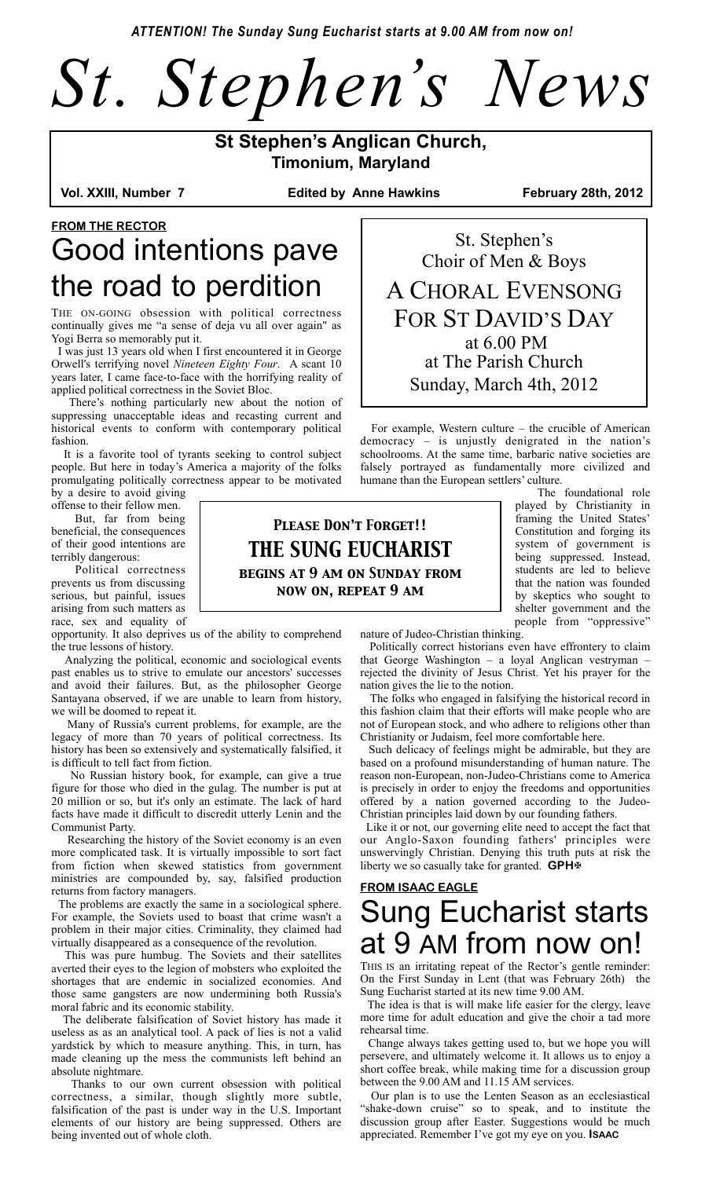*ATTENTION! The Sunday Sung Eucharist starts at 9.00 AM from now on!*

# St. Stephen's News

**St Stephen's Anglican Church,**
**Timonium, Maryland**

**Vol. XXIII, Number 7** | **Edited by Anne Hawkins** | **February 28th, 2012**

**FROM THE RECTOR**

## Good intentions pave the road to perdition

THE ON-GOING obsession with political correctness continually gives me "a sense of deja vu all over again" as Yogi Berra so memorably put it.

I was just 13 years old when I first encountered it in George Orwell's terrifying novel *Nineteen Eighty Four*. A scant 10 years later, I came face-to-face with the horrifying reality of applied political correctness in the Soviet Bloc.

There's nothing particularly new about the notion of suppressing unacceptable ideas and recasting current and historical events to conform with contemporary political fashion.

It is a favorite tool of tyrants seeking to control subject people. But here in today's America a majority of the folks promulgating politically correctness appear to be motivated by a desire to avoid giving offense to their fellow men.

But, far from being beneficial, the consequences of their good intentions are terribly dangerous:

Political correctness prevents us from discussing serious, but painful, issues arising from such matters as race, sex and equality of opportunity. It also deprives us of the ability to comprehend the true lessons of history.

Analyzing the political, economic and sociological events past enables us to strive to emulate our ancestors' successes and avoid their failures. But, as the philosopher George Santayana observed, if we are unable to learn from history, we will be doomed to repeat it.

Many of Russia's current problems, for example, are the legacy of more than 70 years of political correctness. Its history has been so extensively and systematically falsified, it is difficult to tell fact from fiction.

No Russian history book, for example, can give a true figure for those who died in the gulag. The number is put at 20 million or so, but it's only an estimate. The lack of hard facts have made it difficult to discredit utterly Lenin and the Communist Party.

Researching the history of the Soviet economy is an even more complicated task. It is virtually impossible to sort fact from fiction when skewed statistics from government ministries are compounded by, say, falsified production returns from factory managers.

The problems are exactly the same in a sociological sphere. For example, the Soviets used to boast that crime wasn't a problem in their major cities. Criminality, they claimed had virtually disappeared as a consequence of the revolution.

This was pure humbug. The Soviets and their satellites averted their eyes to the legion of mobsters who exploited the shortages that are endemic in socialized economies. And those same gangsters are now undermining both Russia's moral fabric and its economic stability.

The deliberate falsification of Soviet history has made it useless as as an analytical tool. A pack of lies is not a valid yardstick by which to measure anything. This, in turn, has made cleaning up the mess the communists left behind an absolute nightmare.

Thanks to our own current obsession with political correctness, a similar, though slightly more subtle, falsification of the past is under way in the U.S. Important elements of our history are being suppressed. Others are being invented out of whole cloth.

For example, Western culture – the crucible of American democracy – is unjustly denigrated in the nation's schoolrooms. At the same time, barbaric native societies are falsely portrayed as fundamentally more civilized and humane than the European settlers' culture.

The foundational role played by Christianity in framing the United States' Constitution and forging its system of government is being suppressed. Instead, students are led to believe that the nation was founded by skeptics who sought to shelter government and the people from "oppressive" nature of Judeo-Christian thinking.

Politically correct historians even have effrontery to claim that George Washington – a loyal Anglican vestryman – rejected the divinity of Jesus Christ. Yet his prayer for the nation gives the lie to the notion.

The folks who engaged in falsifying the historical record in this fashion claim that their efforts will make people who are not of European stock, and who adhere to religions other than Christianity or Judaism, feel more comfortable here.

Such delicacy of feelings might be admirable, but they are based on a profound misunderstanding of human nature. The reason non-European, non-Judeo-Christians come to America is precisely in order to enjoy the freedoms and opportunities offered by a nation governed according to the Judeo-Christian principles laid down by our founding fathers.

Like it or not, our governing elite need to accept the fact that our Anglo-Saxon founding fathers' principles were unswervingly Christian. Denying this truth puts at risk the liberty we so casually take for granted. **GPH✠**

---

St. Stephen's
Choir of Men & Boys

A CHORAL EVENSONG FOR ST DAVID'S DAY
at 6.00 PM
at The Parish Church
Sunday, March 4th, 2012

---

**PLEASE DON'T FORGET!!**
**THE SUNG EUCHARIST**
**begins at 9 am on Sunday from now on, repeat 9 am**

---

**FROM ISAAC EAGLE**

## Sung Eucharist starts at 9 AM from now on!

THIS IS an irritating repeat of the Rector's gentle reminder: On the First Sunday in Lent (that was February 26th) the Sung Eucharist started at its new time 9.00 AM.

The idea is that is will make life easier for the clergy, leave more time for adult education and give the choir a tad more rehearsal time.

Change always takes getting used to, but we hope you will persevere, and ultimately welcome it. It allows us to enjoy a short coffee break, while making time for a discussion group between the 9.00 AM and 11.15 AM services.

Our plan is to use the Lenten Season as an ecclesiastical "shake-down cruise" so to speak, and to institute the discussion group after Easter. Suggestions would be much appreciated. Remember I've got my eye on you. **ISAAC**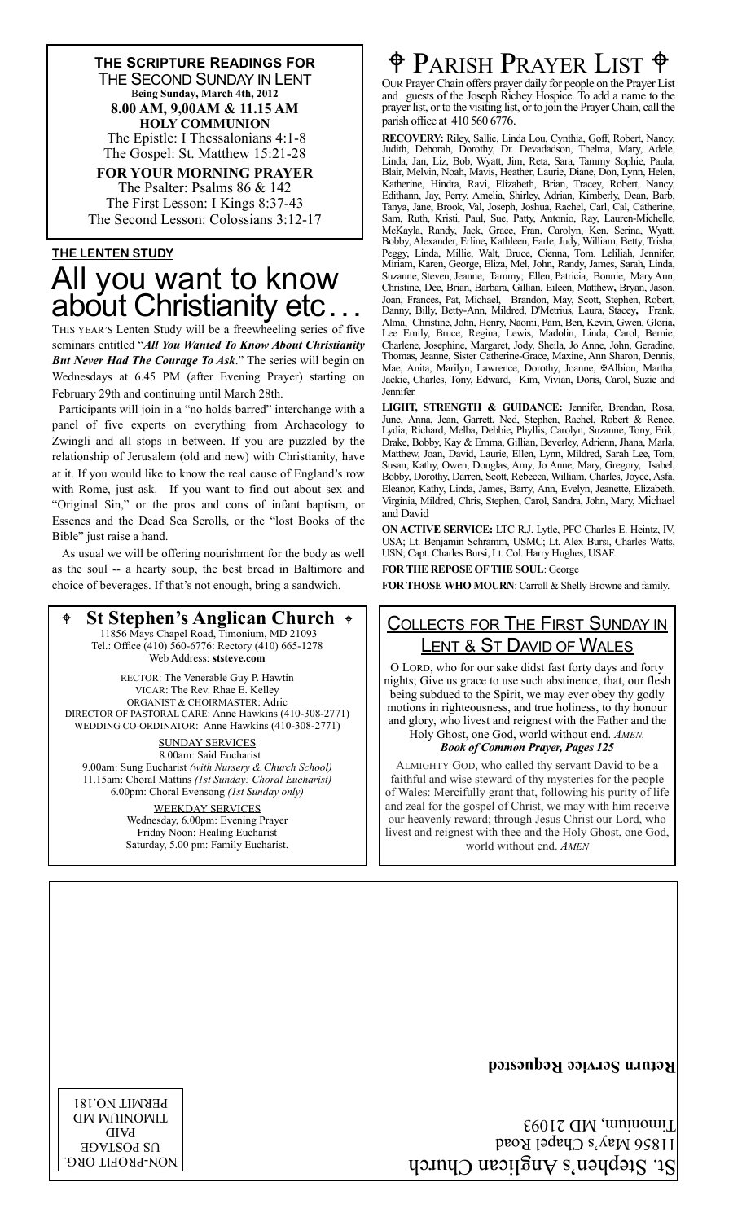## THE SCRIPTURE READINGS FOR

THE SECOND SUNDAY IN LENT

**Being Sunday, March 4th, 2012**

**8.00 AM, 9,00AM & 11.15 AM**

**HOLY COMMUNION**

The Epistle: I Thessalonians 4:1-8

The Gospel: St. Matthew 15:21-28

**FOR YOUR MORNING PRAYER**

The Psalter: Psalms 86 & 142

The First Lesson: I Kings 8:37-43

The Second Lesson: Colossians 3:12-17

## THE LENTEN STUDY

# All you want to know about Christianity etc…

THIS YEAR'S Lenten Study will be a freewheeling series of five seminars entitled "***All You Wanted To Know About Christianity But Never Had The Courage To Ask***." The series will begin on Wednesdays at 6.45 PM (after Evening Prayer) starting on February 29th and continuing until March 28th.

Participants will join in a "no holds barred" interchange with a panel of five experts on everything from Archaeology to Zwingli and all stops in between. If you are puzzled by the relationship of Jerusalem (old and new) with Christianity, have at it. If you would like to know the real cause of England's row with Rome, just ask. If you want to find out about sex and "Original Sin," or the pros and cons of infant baptism, or Essenes and the Dead Sea Scrolls, or the "lost Books of the Bible" just raise a hand.

As usual we will be offering nourishment for the body as well as the soul -- a hearty soup, the best bread in Baltimore and choice of beverages. If that's not enough, bring a sandwich.

## ♆ St Stephen's Anglican Church ♆

11856 Mays Chapel Road, Timonium, MD 21093

Tel.: Office (410) 560-6776: Rectory (410) 665-1278

Web Address: **ststeve.com**

RECTOR: The Venerable Guy P. Hawtin

VICAR: The Rev. Rhae E. Kelley

ORGANIST & CHOIRMASTER: Adric

DIRECTOR OF PASTORAL CARE: Anne Hawkins (410-308-2771)

WEDDING CO-ORDINATOR: Anne Hawkins (410-308-2771)

SUNDAY SERVICES

8.00am: Said Eucharist

9.00am: Sung Eucharist *(with Nursery & Church School)*

11.15am: Choral Mattins *(1st Sunday: Choral Eucharist)*

6.00pm: Choral Evensong *(1st Sunday only)*

WEEKDAY SERVICES

Wednesday, 6.00pm: Evening Prayer

Friday Noon: Healing Eucharist

Saturday, 5.00 pm: Family Eucharist.

# ♆ PARISH PRAYER LIST ♆

OUR Prayer Chain offers prayer daily for people on the Prayer List and guests of the Joseph Richey Hospice. To add a name to the prayer list, or to the visiting list, or to join the Prayer Chain, call the parish office at 410 560 6776.

**RECOVERY:** Riley, Sallie, Linda Lou, Cynthia, Goff, Robert, Nancy, Judith, Deborah, Dorothy, Dr. Devadadson, Thelma, Mary, Adele, Linda, Jan, Liz, Bob, Wyatt, Jim, Reta, Sara, Tammy Sophie, Paula, Blair, Melvin, Noah, Mavis, Heather, Laurie, Diane, Don, Lynn, Helen, Katherine, Hindra, Ravi, Elizabeth, Brian, Tracey, Robert, Nancy, Edithann, Jay, Perry, Amelia, Shirley, Adrian, Kimberly, Dean, Barb, Tanya, Jane, Brook, Val, Joseph, Joshua, Rachel, Carl, Cal, Catherine, Sam, Ruth, Kristi, Paul, Sue, Patty, Antonio, Ray, Lauren-Michelle, McKayla, Randy, Jack, Grace, Fran, Carolyn, Ken, Serina, Wyatt, Bobby, Alexander, Erline, Kathleen, Earle, Judy, William, Betty, Trisha, Peggy, Linda, Millie, Walt, Bruce, Cienna, Tom. Leililiah, Jennifer, Miriam, Karen, George, Eliza, Mel, John, Randy, James, Sarah, Linda, Suzanne, Steven, Jeanne, Tammy; Ellen, Patricia, Bonnie, Mary Ann, Christine, Dee, Brian, Barbara, Gillian, Eileen, Matthew, Bryan, Jason, Joan, Frances, Pat, Michael, Brandon, May, Scott, Stephen, Robert, Danny, Billy, Betty-Ann, Mildred, D'Metrius, Laura, Stacey, Frank, Alma, Christine, John, Henry, Naomi, Pam, Ben, Kevin, Gwen, Gloria, Lee Emily, Bruce, Regina, Lewis, Madolin, Linda, Carol, Bernie, Charlene, Josephine, Margaret, Jody, Sheila, Jo Anne, John, Geradine, Thomas, Jeanne, Sister Catherine-Grace, Maxine, Ann Sharon, Dennis, Mae, Anita, Marilyn, Lawrence, Dorothy, Joanne, ✠Albion, Martha, Jackie, Charles, Tony, Edward, Kim, Vivian, Doris, Carol, Suzie and Jennifer.

**LIGHT, STRENGTH & GUIDANCE:** Jennifer, Brendan, Rosa, June, Anna, Jean, Garrett, Ned, Stephen, Rachel, Robert & Renee, Lydia; Richard, Melba, Debbie, Phyllis, Carolyn, Suzanne, Tony, Erik, Drake, Bobby, Kay & Emma, Gillian, Beverley, Adrienn, Jhana, Marla, Matthew, Joan, David, Laurie, Ellen, Lynn, Mildred, Sarah Lee, Tom, Susan, Kathy, Owen, Douglas, Amy, Jo Anne, Mary, Gregory, Isabel, Bobby, Dorothy, Darren, Scott, Rebecca, William, Charles, Joyce, Asfa, Eleanor, Kathy, Linda, James, Barry, Ann, Evelyn, Jeanette, Elizabeth, Virginia, Mildred, Chris, Stephen, Carol, Sandra, John, Mary, Michael and David

**ON ACTIVE SERVICE:** LTC R.J. Lytle, PFC Charles E. Heintz, IV, USA; Lt. Benjamin Schramm, USMC; Lt. Alex Bursi, Charles Watts, USN; Capt. Charles Bursi, Lt. Col. Harry Hughes, USAF.

**FOR THE REPOSE OF THE SOUL**: George

**FOR THOSE WHO MOURN**: Carroll & Shelly Browne and family.

## COLLECTS FOR THE FIRST SUNDAY IN LENT & ST DAVID OF WALES

O LORD, who for our sake didst fast forty days and forty nights; Give us grace to use such abstinence, that, our flesh being subdued to the Spirit, we may ever obey thy godly motions in righteousness, and true holiness, to thy honour and glory, who livest and reignest with the Father and the Holy Ghost, one God, world without end. *AMEN.*

***Book of Common Prayer, Pages 125***

ALMIGHTY GOD, who called thy servant David to be a faithful and wise steward of thy mysteries for the people of Wales: Mercifully grant that, following his purity of life and zeal for the gospel of Christ, we may with him receive our heavenly reward; through Jesus Christ our Lord, who livest and reignest with thee and the Holy Ghost, one God, world without end. *AMEN*

St. Stephen's Anglican Church

11856 May's Chapel Road

Timonium, MD 21093

**Return Service Requested**

NON-PROFIT ORG.

US POSTAGE

PAID

TIMONIUM MD

PERMIT NO.181